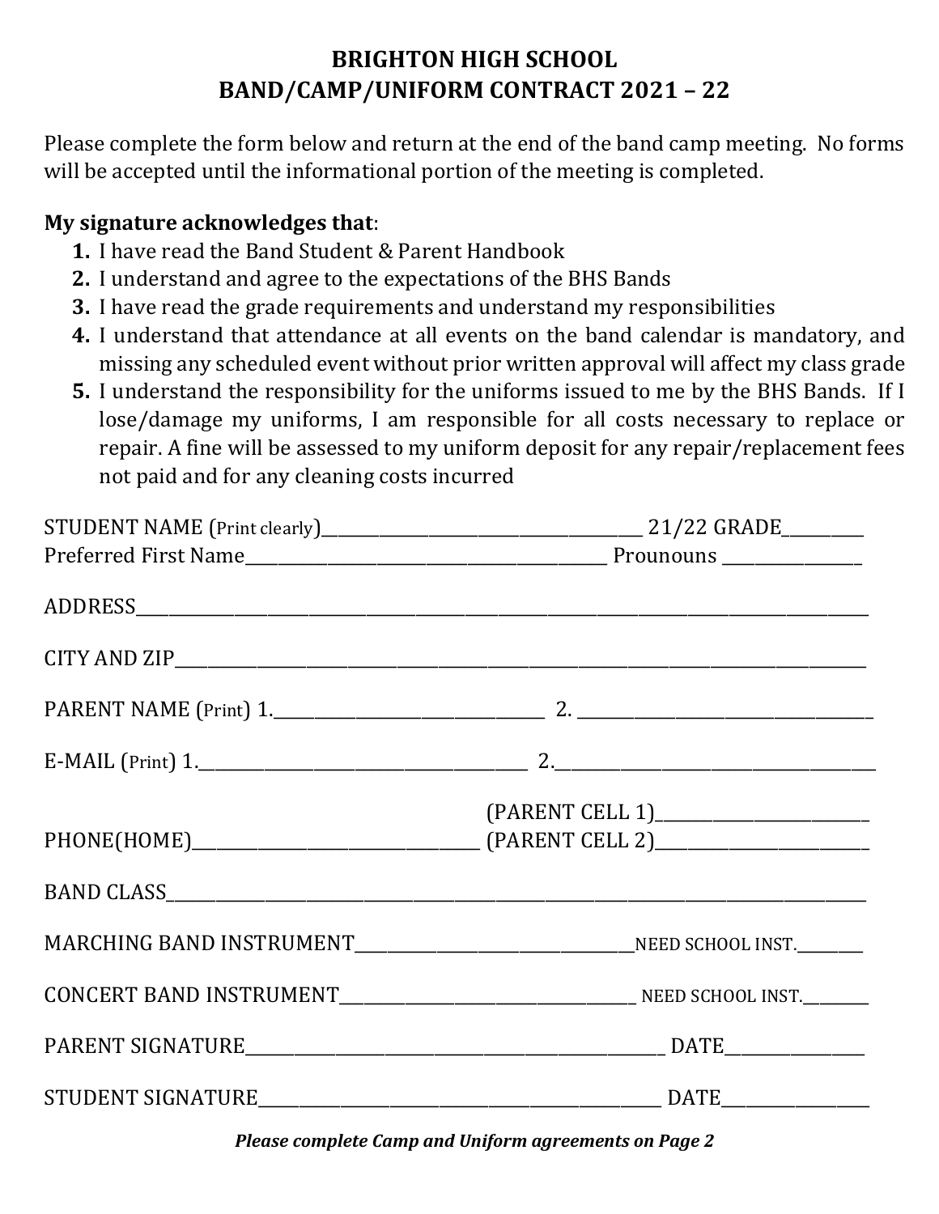# BRIGHTON HIGH SCHOOL
# BAND/CAMP/UNIFORM CONTRACT 2021 – 22

Please complete the form below and return at the end of the band camp meeting. No forms will be accepted until the informational portion of the meeting is completed.

**My signature acknowledges that**:

1. I have read the Band Student & Parent Handbook
2. I understand and agree to the expectations of the BHS Bands
3. I have read the grade requirements and understand my responsibilities
4. I understand that attendance at all events on the band calendar is mandatory, and missing any scheduled event without prior written approval will affect my class grade
5. I understand the responsibility for the uniforms issued to me by the BHS Bands. If I lose/damage my uniforms, I am responsible for all costs necessary to replace or repair. A fine will be assessed to my uniform deposit for any repair/replacement fees not paid and for any cleaning costs incurred

STUDENT NAME (Print clearly)______________________________ 21/22 GRADE________
Preferred First Name______________________________ Prounouns ____________

ADDRESS______________________________________________________________

CITY AND ZIP___________________________________________________________

PARENT NAME (Print) 1.________________________ 2. __________________________

E-MAIL (Print) 1.____________________________ 2.______________________________

(PARENT CELL 1)____________________

PHONE(HOME)_________________________ (PARENT CELL 2)____________________

BAND CLASS_____________________________________________________________

MARCHING BAND INSTRUMENT_________________________NEED SCHOOL INST.________

CONCERT BAND INSTRUMENT__________________________ NEED SCHOOL INST.________

PARENT SIGNATURE______________________________________ DATE______________

STUDENT SIGNATURE_____________________________________ DATE______________

***Please complete Camp and Uniform agreements on Page 2***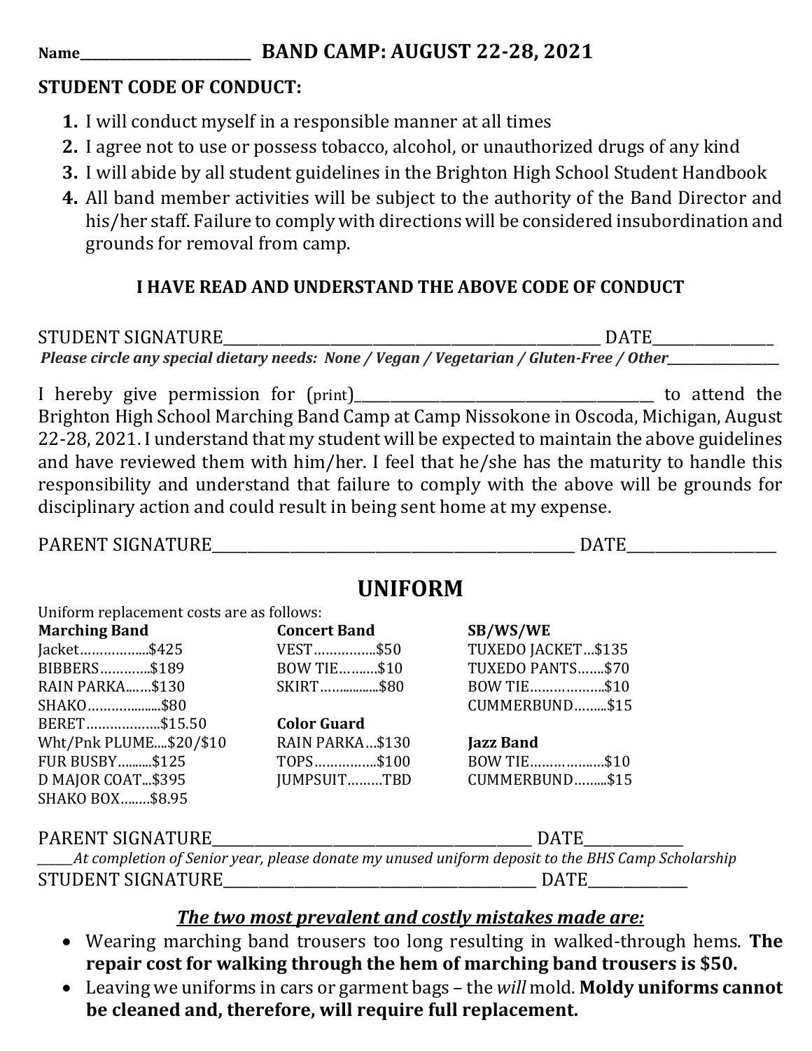Name_________________________ **BAND CAMP: AUGUST 22-28, 2021**

**STUDENT CODE OF CONDUCT:**

1. I will conduct myself in a responsible manner at all times
2. I agree not to use or possess tobacco, alcohol, or unauthorized drugs of any kind
3. I will abide by all student guidelines in the Brighton High School Student Handbook
4. All band member activities will be subject to the authority of the Band Director and his/her staff. Failure to comply with directions will be considered insubordination and grounds for removal from camp.

**I HAVE READ AND UNDERSTAND THE ABOVE CODE OF CONDUCT**

STUDENT SIGNATURE_______________________________________________ DATE_______________

***Please circle any special dietary needs: None / Vegan / Vegetarian / Gluten-Free / Other*_________________**

I hereby give permission for (print)_______________________________________ to attend the Brighton High School Marching Band Camp at Camp Nissokone in Oscoda, Michigan, August 22-28, 2021. I understand that my student will be expected to maintain the above guidelines and have reviewed them with him/her. I feel that he/she has the maturity to handle this responsibility and understand that failure to comply with the above will be grounds for disciplinary action and could result in being sent home at my expense.

PARENT SIGNATURE_______________________________________________ DATE___________________

# UNIFORM

Uniform replacement costs are as follows:

**Marching Band**
- Jacket……………..$425
- BIBBERS…………..$189
- RAIN PARKA…….$130
- SHAKO………………$80
- BERET………………$15.50
- Wht/Pnk PLUME....$20/$10
- FUR BUSBY……....$125
- D MAJOR COAT...$395
- SHAKO BOX……..$8.95

**Concert Band**
- VEST…………….$50
- BOW TIE……….$10
- SKIRT…………….$80

**Color Guard**
- RAIN PARKA…$130
- TOPS…………….$100
- JUMPSUIT………TBD

**SB/WS/WE**
- TUXEDO JACKET…$135
- TUXEDO PANTS…….$70
- BOW TIE……………….$10
- CUMMERBUND……...$15

**Jazz Band**
- BOW TIE……………….$10
- CUMMERBUND……...$15

PARENT SIGNATURE__________________________________________ DATE_____________

_____*At completion of Senior year, please donate my unused uniform deposit to the BHS Camp Scholarship*

STUDENT SIGNATURE__________________________________________ DATE_____________

***The two most prevalent and costly mistakes made are:***

- Wearing marching band trousers too long resulting in walked-through hems. **The repair cost for walking through the hem of marching band trousers is $50.**
- Leaving we uniforms in cars or garment bags – the *will* mold. **Moldy uniforms cannot be cleaned and, therefore, will require full replacement.**